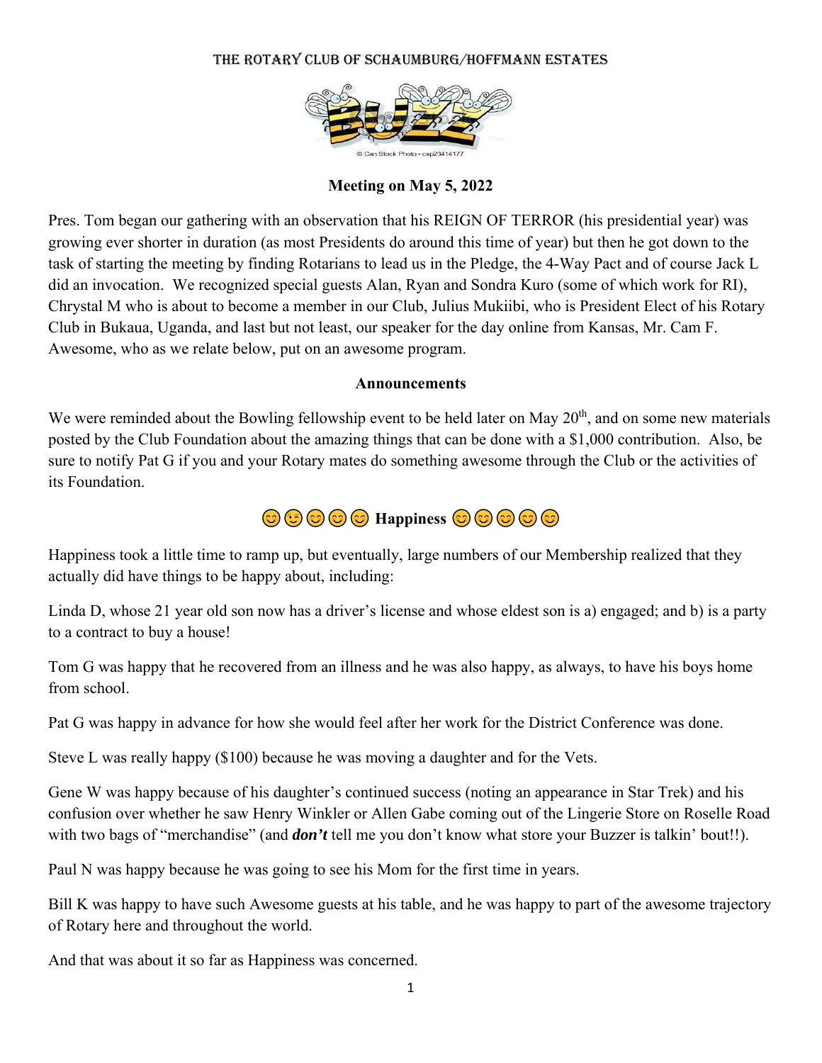# The Rotary Club of Schaumburg/Hoffmann Estates

## Meeting on May 5, 2022

Pres. Tom began our gathering with an observation that his REIGN OF TERROR (his presidential year) was growing ever shorter in duration (as most Presidents do around this time of year) but then he got down to the task of starting the meeting by finding Rotarians to lead us in the Pledge, the 4-Way Pact and of course Jack L did an invocation. We recognized special guests Alan, Ryan and Sondra Kuro (some of which work for RI), Chrystal M who is about to become a member in our Club, Julius Mukiibi, who is President Elect of his Rotary Club in Bukaua, Uganda, and last but not least, our speaker for the day online from Kansas, Mr. Cam F. Awesome, who as we relate below, put on an awesome program.

### Announcements

We were reminded about the Bowling fellowship event to be held later on May 20th, and on some new materials posted by the Club Foundation about the amazing things that can be done with a $1,000 contribution. Also, be sure to notify Pat G if you and your Rotary mates do something awesome through the Club or the activities of its Foundation.

### 😊😉😊😊😊 Happiness 😊😊😊😊😊

Happiness took a little time to ramp up, but eventually, large numbers of our Membership realized that they actually did have things to be happy about, including:

Linda D, whose 21 year old son now has a driver's license and whose eldest son is a) engaged; and b) is a party to a contract to buy a house!

Tom G was happy that he recovered from an illness and he was also happy, as always, to have his boys home from school.

Pat G was happy in advance for how she would feel after her work for the District Conference was done.

Steve L was really happy ($100) because he was moving a daughter and for the Vets.

Gene W was happy because of his daughter's continued success (noting an appearance in Star Trek) and his confusion over whether he saw Henry Winkler or Allen Gabe coming out of the Lingerie Store on Roselle Road with two bags of "merchandise" (and ***don't*** tell me you don't know what store your Buzzer is talkin' bout!!).

Paul N was happy because he was going to see his Mom for the first time in years.

Bill K was happy to have such Awesome guests at his table, and he was happy to part of the awesome trajectory of Rotary here and throughout the world.

And that was about it so far as Happiness was concerned.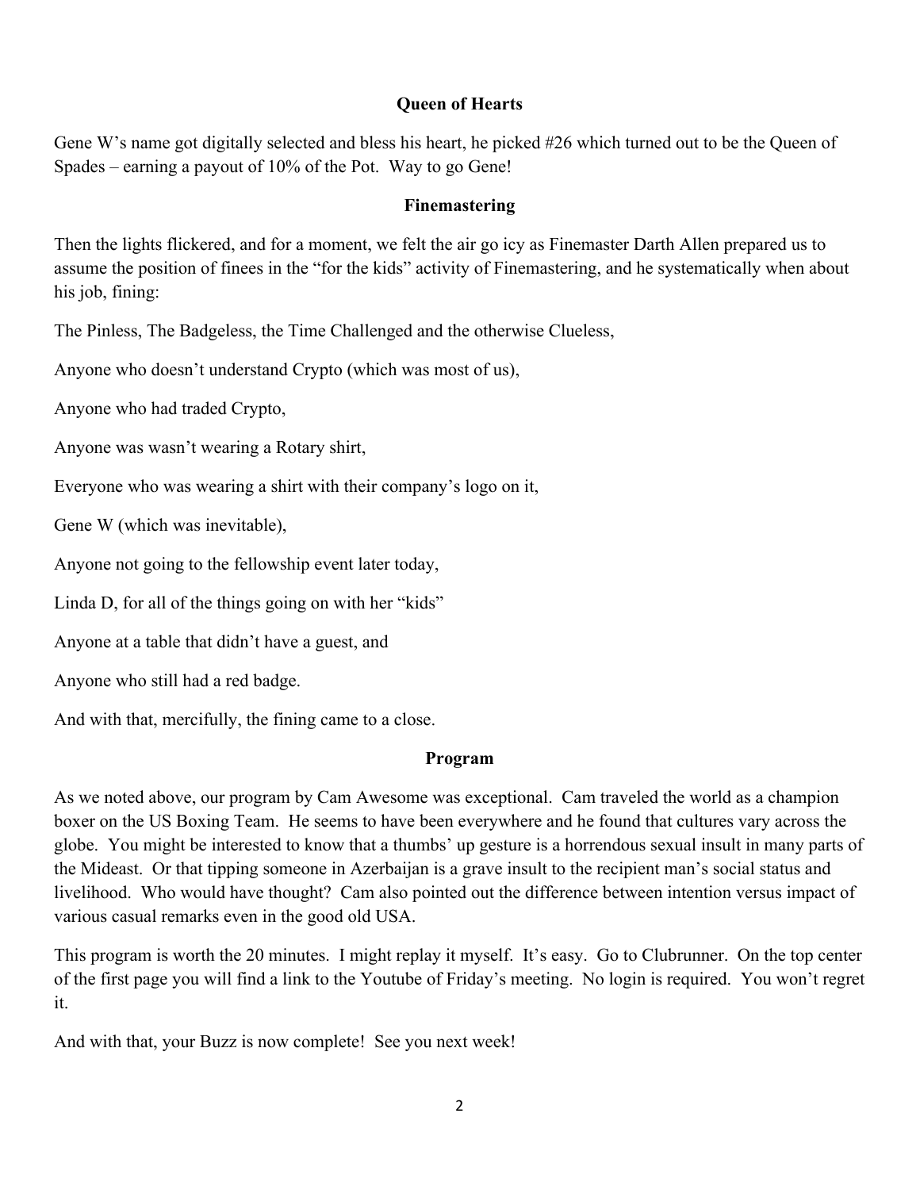**Queen of Hearts**

Gene W's name got digitally selected and bless his heart, he picked #26 which turned out to be the Queen of Spades – earning a payout of 10% of the Pot. Way to go Gene!

**Finemastering**

Then the lights flickered, and for a moment, we felt the air go icy as Finemaster Darth Allen prepared us to assume the position of finees in the "for the kids" activity of Finemastering, and he systematically when about his job, fining:

The Pinless, The Badgeless, the Time Challenged and the otherwise Clueless,

Anyone who doesn't understand Crypto (which was most of us),

Anyone who had traded Crypto,

Anyone was wasn't wearing a Rotary shirt,

Everyone who was wearing a shirt with their company's logo on it,

Gene W (which was inevitable),

Anyone not going to the fellowship event later today,

Linda D, for all of the things going on with her "kids"

Anyone at a table that didn't have a guest, and

Anyone who still had a red badge.

And with that, mercifully, the fining came to a close.

**Program**

As we noted above, our program by Cam Awesome was exceptional. Cam traveled the world as a champion boxer on the US Boxing Team. He seems to have been everywhere and he found that cultures vary across the globe. You might be interested to know that a thumbs' up gesture is a horrendous sexual insult in many parts of the Mideast. Or that tipping someone in Azerbaijan is a grave insult to the recipient man's social status and livelihood. Who would have thought? Cam also pointed out the difference between intention versus impact of various casual remarks even in the good old USA.

This program is worth the 20 minutes. I might replay it myself. It's easy. Go to Clubrunner. On the top center of the first page you will find a link to the Youtube of Friday's meeting. No login is required. You won't regret it.

And with that, your Buzz is now complete! See you next week!